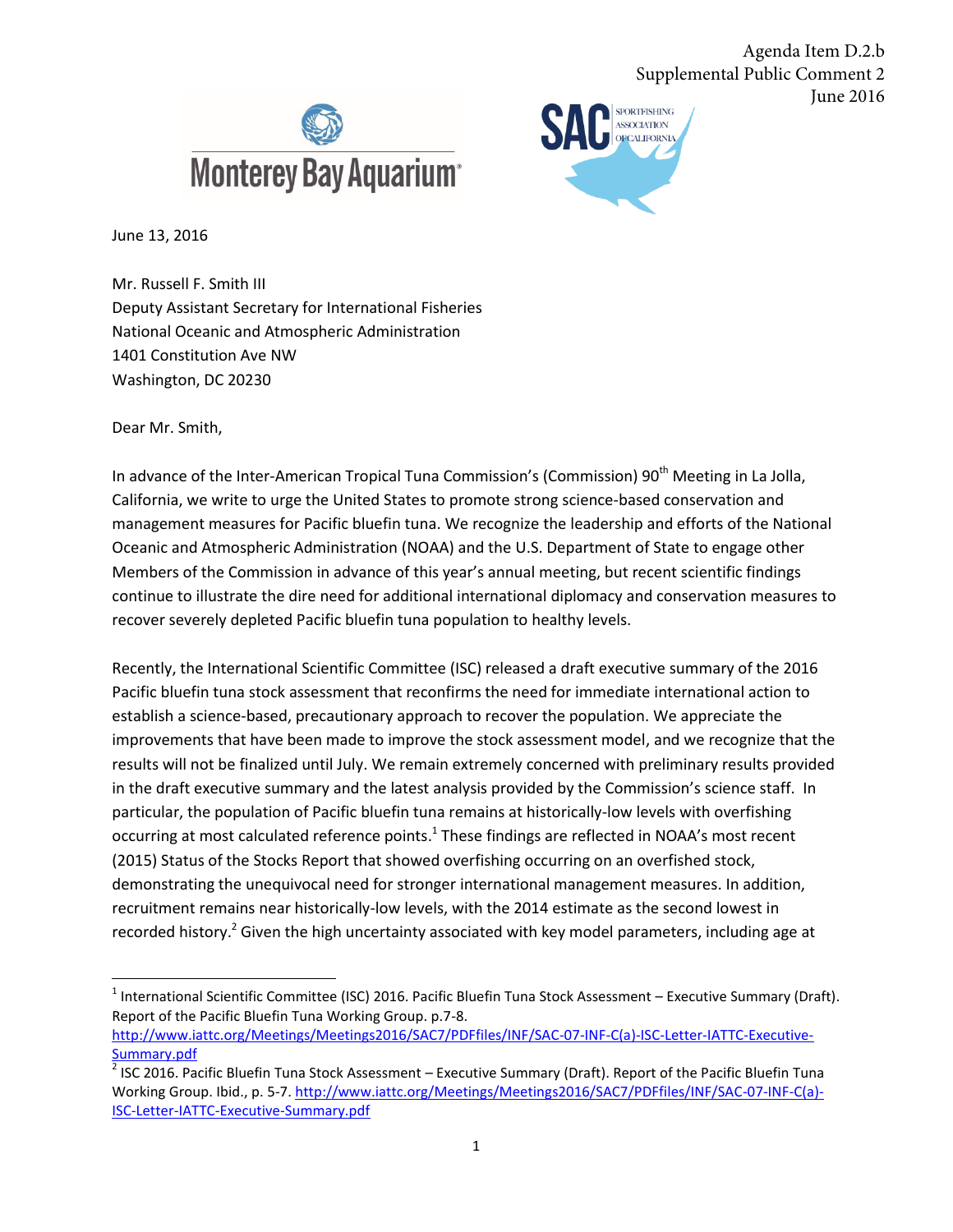Agenda Item D.2.b
Supplemental Public Comment 2
June 2016

Monterey Bay Aquarium

SAC SPORTFISHING ASSOCIATION OF CALIFORNIA

June 13, 2016

Mr. Russell F. Smith III
Deputy Assistant Secretary for International Fisheries
National Oceanic and Atmospheric Administration
1401 Constitution Ave NW
Washington, DC 20230

Dear Mr. Smith,

In advance of the Inter-American Tropical Tuna Commission's (Commission) 90th Meeting in La Jolla, California, we write to urge the United States to promote strong science-based conservation and management measures for Pacific bluefin tuna. We recognize the leadership and efforts of the National Oceanic and Atmospheric Administration (NOAA) and the U.S. Department of State to engage other Members of the Commission in advance of this year's annual meeting, but recent scientific findings continue to illustrate the dire need for additional international diplomacy and conservation measures to recover severely depleted Pacific bluefin tuna population to healthy levels.

Recently, the International Scientific Committee (ISC) released a draft executive summary of the 2016 Pacific bluefin tuna stock assessment that reconfirms the need for immediate international action to establish a science-based, precautionary approach to recover the population. We appreciate the improvements that have been made to improve the stock assessment model, and we recognize that the results will not be finalized until July. We remain extremely concerned with preliminary results provided in the draft executive summary and the latest analysis provided by the Commission's science staff. In particular, the population of Pacific bluefin tuna remains at historically-low levels with overfishing occurring at most calculated reference points.[1] These findings are reflected in NOAA's most recent (2015) Status of the Stocks Report that showed overfishing occurring on an overfished stock, demonstrating the unequivocal need for stronger international management measures. In addition, recruitment remains near historically-low levels, with the 2014 estimate as the second lowest in recorded history.[2] Given the high uncertainty associated with key model parameters, including age at

---

[1] International Scientific Committee (ISC) 2016. Pacific Bluefin Tuna Stock Assessment – Executive Summary (Draft). Report of the Pacific Bluefin Tuna Working Group. p.7-8. http://www.iattc.org/Meetings/Meetings2016/SAC7/PDFfiles/INF/SAC-07-INF-C(a)-ISC-Letter-IATTC-Executive-Summary.pdf

[2] ISC 2016. Pacific Bluefin Tuna Stock Assessment – Executive Summary (Draft). Report of the Pacific Bluefin Tuna Working Group. Ibid., p. 5-7. http://www.iattc.org/Meetings/Meetings2016/SAC7/PDFfiles/INF/SAC-07-INF-C(a)-ISC-Letter-IATTC-Executive-Summary.pdf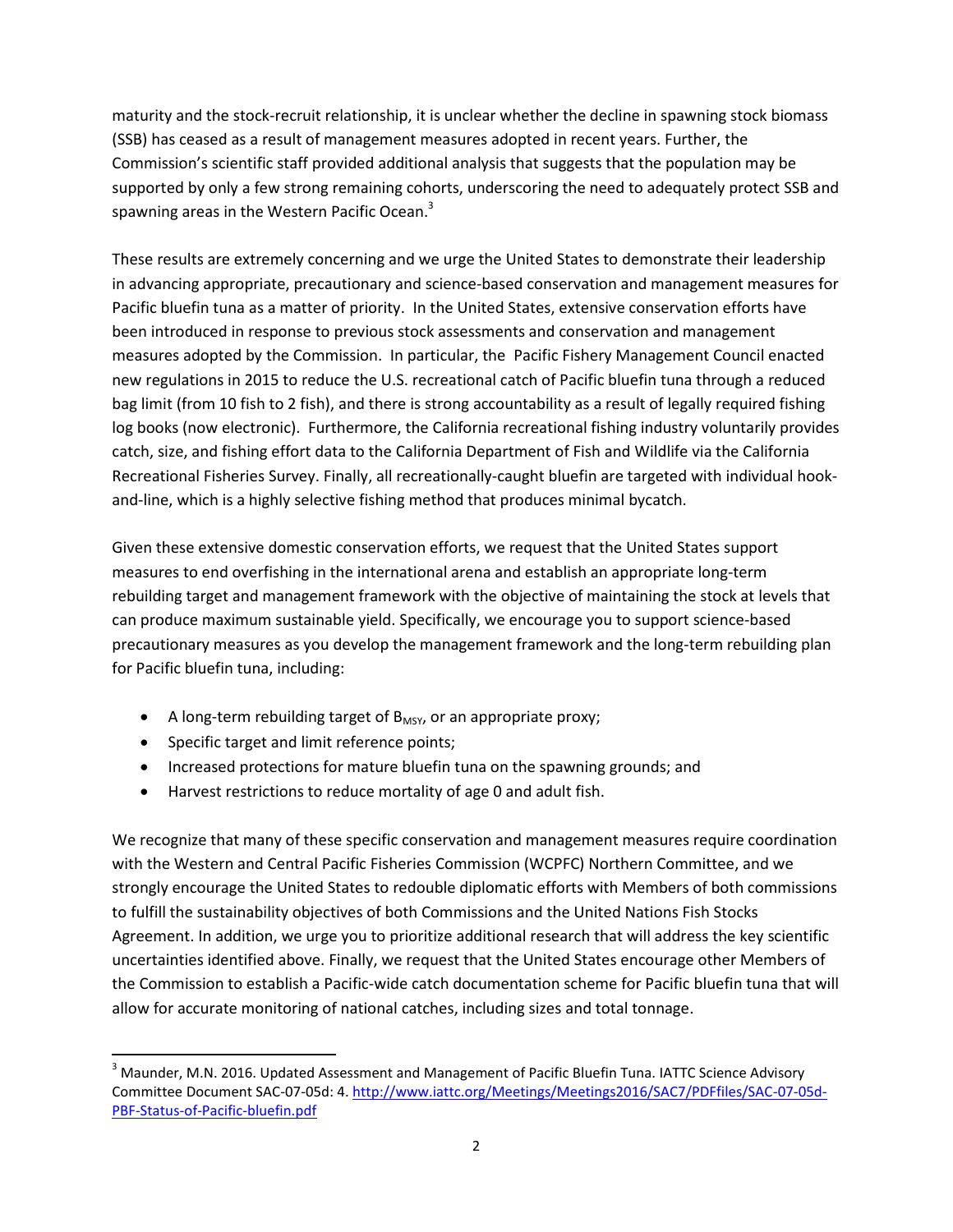maturity and the stock-recruit relationship, it is unclear whether the decline in spawning stock biomass (SSB) has ceased as a result of management measures adopted in recent years. Further, the Commission's scientific staff provided additional analysis that suggests that the population may be supported by only a few strong remaining cohorts, underscoring the need to adequately protect SSB and spawning areas in the Western Pacific Ocean.[3]

These results are extremely concerning and we urge the United States to demonstrate their leadership in advancing appropriate, precautionary and science-based conservation and management measures for Pacific bluefin tuna as a matter of priority. In the United States, extensive conservation efforts have been introduced in response to previous stock assessments and conservation and management measures adopted by the Commission. In particular, the Pacific Fishery Management Council enacted new regulations in 2015 to reduce the U.S. recreational catch of Pacific bluefin tuna through a reduced bag limit (from 10 fish to 2 fish), and there is strong accountability as a result of legally required fishing log books (now electronic). Furthermore, the California recreational fishing industry voluntarily provides catch, size, and fishing effort data to the California Department of Fish and Wildlife via the California Recreational Fisheries Survey. Finally, all recreationally-caught bluefin are targeted with individual hook-and-line, which is a highly selective fishing method that produces minimal bycatch.

Given these extensive domestic conservation efforts, we request that the United States support measures to end overfishing in the international arena and establish an appropriate long-term rebuilding target and management framework with the objective of maintaining the stock at levels that can produce maximum sustainable yield. Specifically, we encourage you to support science-based precautionary measures as you develop the management framework and the long-term rebuilding plan for Pacific bluefin tuna, including:

- A long-term rebuilding target of $B_{MSY}$, or an appropriate proxy;
- Specific target and limit reference points;
- Increased protections for mature bluefin tuna on the spawning grounds; and
- Harvest restrictions to reduce mortality of age 0 and adult fish.

We recognize that many of these specific conservation and management measures require coordination with the Western and Central Pacific Fisheries Commission (WCPFC) Northern Committee, and we strongly encourage the United States to redouble diplomatic efforts with Members of both commissions to fulfill the sustainability objectives of both Commissions and the United Nations Fish Stocks Agreement. In addition, we urge you to prioritize additional research that will address the key scientific uncertainties identified above. Finally, we request that the United States encourage other Members of the Commission to establish a Pacific-wide catch documentation scheme for Pacific bluefin tuna that will allow for accurate monitoring of national catches, including sizes and total tonnage.

---

[3] Maunder, M.N. 2016. Updated Assessment and Management of Pacific Bluefin Tuna. IATTC Science Advisory Committee Document SAC-07-05d: 4. http://www.iattc.org/Meetings/Meetings2016/SAC7/PDFfiles/SAC-07-05d-PBF-Status-of-Pacific-bluefin.pdf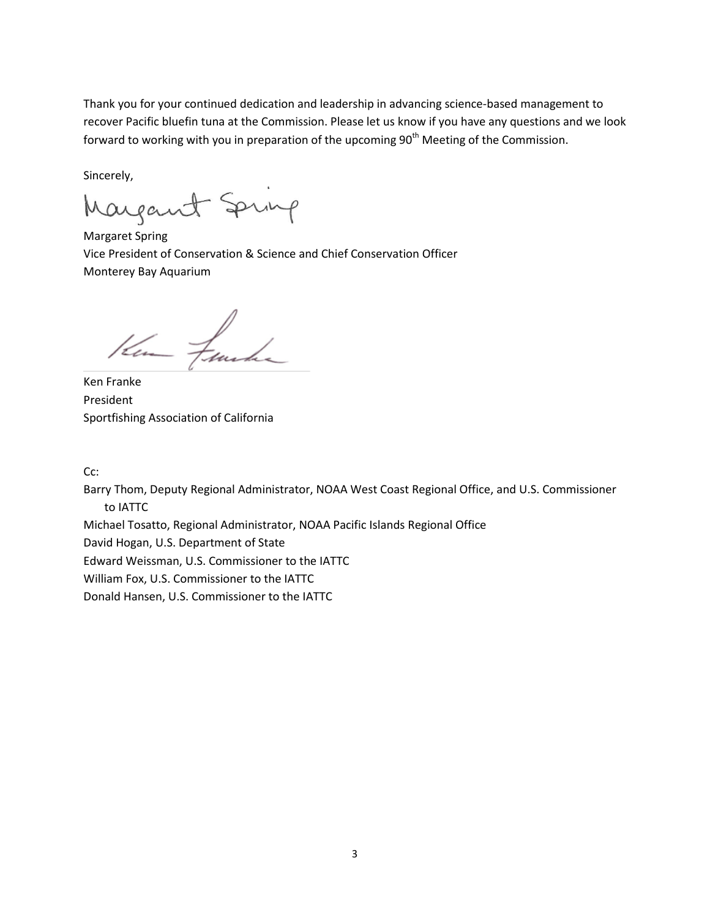Thank you for your continued dedication and leadership in advancing science-based management to recover Pacific bluefin tuna at the Commission. Please let us know if you have any questions and we look forward to working with you in preparation of the upcoming 90th Meeting of the Commission.

Sincerely,

Margaret Spring  
Vice President of Conservation & Science and Chief Conservation Officer  
Monterey Bay Aquarium

Ken Franke  
President  
Sportfishing Association of California

Cc:

Barry Thom, Deputy Regional Administrator, NOAA West Coast Regional Office, and U.S. Commissioner to IATTC  
Michael Tosatto, Regional Administrator, NOAA Pacific Islands Regional Office  
David Hogan, U.S. Department of State  
Edward Weissman, U.S. Commissioner to the IATTC  
William Fox, U.S. Commissioner to the IATTC  
Donald Hansen, U.S. Commissioner to the IATTC